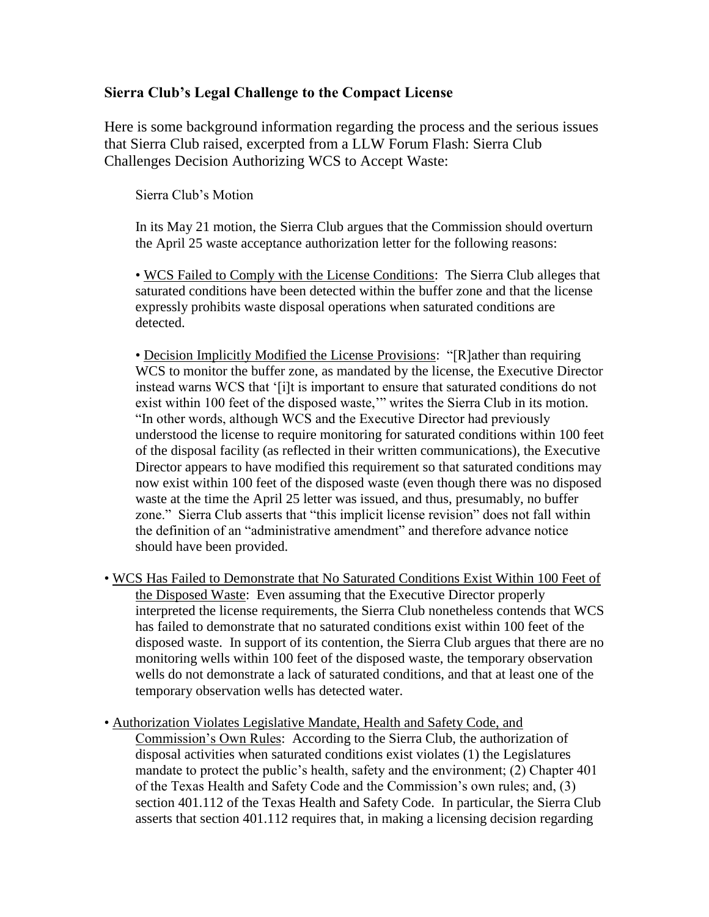## Sierra Club's Legal Challenge to the Compact License

Here is some background information regarding the process and the serious issues that Sierra Club raised, excerpted from a LLW Forum Flash: Sierra Club Challenges Decision Authorizing WCS to Accept Waste:

> Sierra Club's Motion
>
> In its May 21 motion, the Sierra Club argues that the Commission should overturn the April 25 waste acceptance authorization letter for the following reasons:
>
> • WCS Failed to Comply with the License Conditions: The Sierra Club alleges that saturated conditions have been detected within the buffer zone and that the license expressly prohibits waste disposal operations when saturated conditions are detected.
>
> • Decision Implicitly Modified the License Provisions: "[R]ather than requiring WCS to monitor the buffer zone, as mandated by the license, the Executive Director instead warns WCS that '[i]t is important to ensure that saturated conditions do not exist within 100 feet of the disposed waste,'" writes the Sierra Club in its motion. "In other words, although WCS and the Executive Director had previously understood the license to require monitoring for saturated conditions within 100 feet of the disposal facility (as reflected in their written communications), the Executive Director appears to have modified this requirement so that saturated conditions may now exist within 100 feet of the disposed waste (even though there was no disposed waste at the time the April 25 letter was issued, and thus, presumably, no buffer zone." Sierra Club asserts that "this implicit license revision" does not fall within the definition of an "administrative amendment" and therefore advance notice should have been provided.

• WCS Has Failed to Demonstrate that No Saturated Conditions Exist Within 100 Feet of the Disposed Waste: Even assuming that the Executive Director properly interpreted the license requirements, the Sierra Club nonetheless contends that WCS has failed to demonstrate that no saturated conditions exist within 100 feet of the disposed waste. In support of its contention, the Sierra Club argues that there are no monitoring wells within 100 feet of the disposed waste, the temporary observation wells do not demonstrate a lack of saturated conditions, and that at least one of the temporary observation wells has detected water.

• Authorization Violates Legislative Mandate, Health and Safety Code, and Commission's Own Rules: According to the Sierra Club, the authorization of disposal activities when saturated conditions exist violates (1) the Legislatures mandate to protect the public's health, safety and the environment; (2) Chapter 401 of the Texas Health and Safety Code and the Commission's own rules; and, (3) section 401.112 of the Texas Health and Safety Code. In particular, the Sierra Club asserts that section 401.112 requires that, in making a licensing decision regarding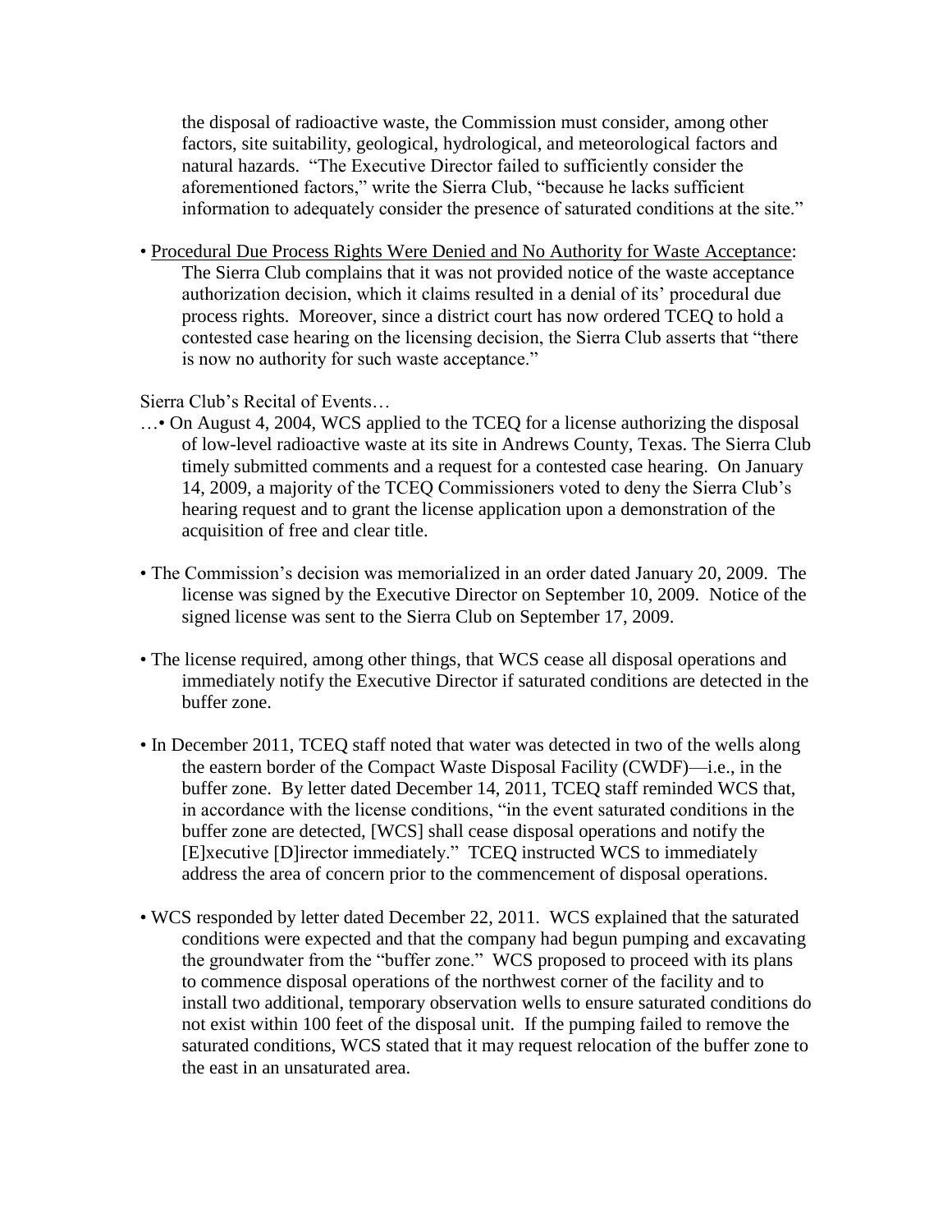the disposal of radioactive waste, the Commission must consider, among other factors, site suitability, geological, hydrological, and meteorological factors and natural hazards. "The Executive Director failed to sufficiently consider the aforementioned factors," write the Sierra Club, "because he lacks sufficient information to adequately consider the presence of saturated conditions at the site."

- <u>Procedural Due Process Rights Were Denied and No Authority for Waste Acceptance</u>: The Sierra Club complains that it was not provided notice of the waste acceptance authorization decision, which it claims resulted in a denial of its' procedural due process rights. Moreover, since a district court has now ordered TCEQ to hold a contested case hearing on the licensing decision, the Sierra Club asserts that "there is now no authority for such waste acceptance."

Sierra Club's Recital of Events…

…• On August 4, 2004, WCS applied to the TCEQ for a license authorizing the disposal of low-level radioactive waste at its site in Andrews County, Texas. The Sierra Club timely submitted comments and a request for a contested case hearing. On January 14, 2009, a majority of the TCEQ Commissioners voted to deny the Sierra Club's hearing request and to grant the license application upon a demonstration of the acquisition of free and clear title.

- The Commission's decision was memorialized in an order dated January 20, 2009. The license was signed by the Executive Director on September 10, 2009. Notice of the signed license was sent to the Sierra Club on September 17, 2009.

- The license required, among other things, that WCS cease all disposal operations and immediately notify the Executive Director if saturated conditions are detected in the buffer zone.

- In December 2011, TCEQ staff noted that water was detected in two of the wells along the eastern border of the Compact Waste Disposal Facility (CWDF)—i.e., in the buffer zone. By letter dated December 14, 2011, TCEQ staff reminded WCS that, in accordance with the license conditions, "in the event saturated conditions in the buffer zone are detected, [WCS] shall cease disposal operations and notify the [E]xecutive [D]irector immediately." TCEQ instructed WCS to immediately address the area of concern prior to the commencement of disposal operations.

- WCS responded by letter dated December 22, 2011. WCS explained that the saturated conditions were expected and that the company had begun pumping and excavating the groundwater from the "buffer zone." WCS proposed to proceed with its plans to commence disposal operations of the northwest corner of the facility and to install two additional, temporary observation wells to ensure saturated conditions do not exist within 100 feet of the disposal unit. If the pumping failed to remove the saturated conditions, WCS stated that it may request relocation of the buffer zone to the east in an unsaturated area.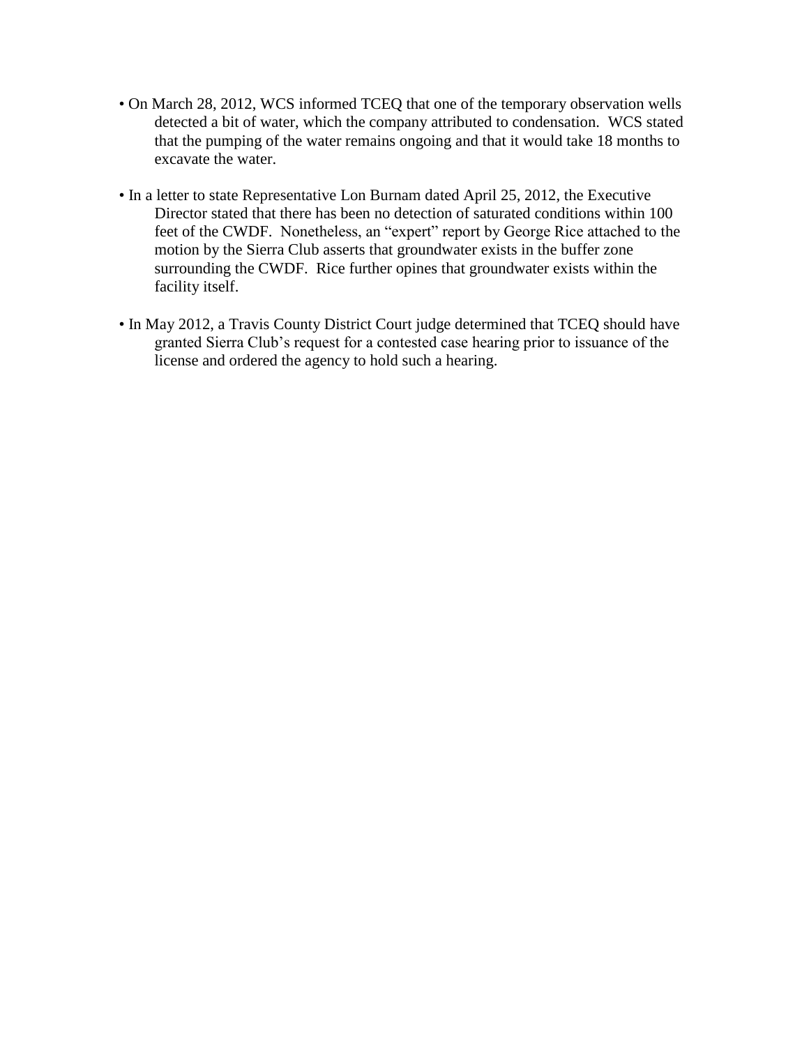- On March 28, 2012, WCS informed TCEQ that one of the temporary observation wells detected a bit of water, which the company attributed to condensation. WCS stated that the pumping of the water remains ongoing and that it would take 18 months to excavate the water.

- In a letter to state Representative Lon Burnam dated April 25, 2012, the Executive Director stated that there has been no detection of saturated conditions within 100 feet of the CWDF. Nonetheless, an "expert" report by George Rice attached to the motion by the Sierra Club asserts that groundwater exists in the buffer zone surrounding the CWDF. Rice further opines that groundwater exists within the facility itself.

- In May 2012, a Travis County District Court judge determined that TCEQ should have granted Sierra Club's request for a contested case hearing prior to issuance of the license and ordered the agency to hold such a hearing.